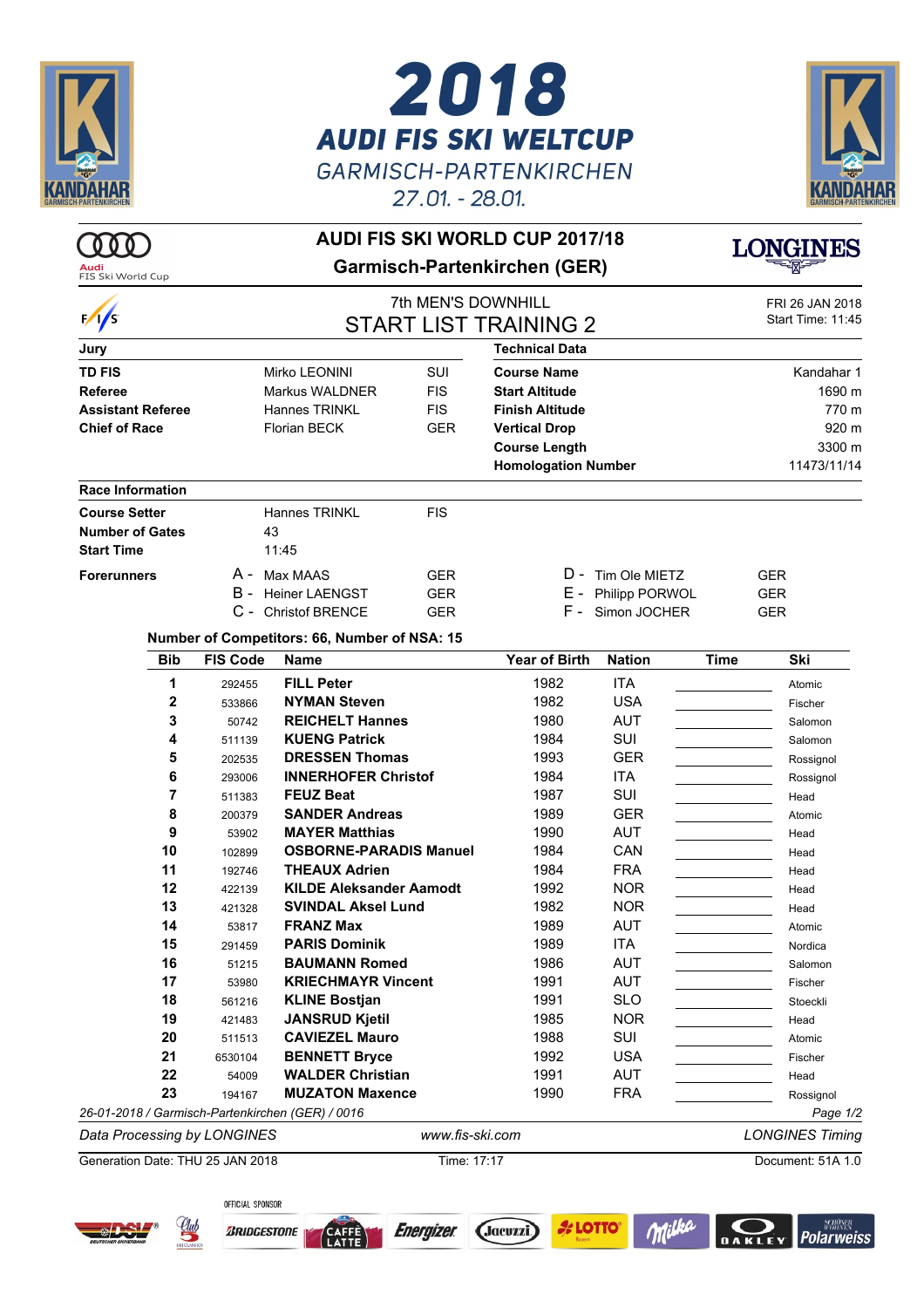# 2018 AUDI FIS SKI WELTCUP

GARMISCH-PARTENKIRCHEN

27.01. - 28.01.

## AUDI FIS SKI WORLD CUP 2017/18

### Garmisch-Partenkirchen (GER)

7th MEN'S DOWNHILL

## START LIST TRAINING 2

FRI 26 JAN 2018
Start Time: 11:45

| Jury | | | Technical Data | |
|---|---|---|---|---|
| **TD FIS** | Mirko LEONINI | SUI | **Course Name** | Kandahar 1 |
| **Referee** | Markus WALDNER | FIS | **Start Altitude** | 1690 m |
| **Assistant Referee** | Hannes TRINKL | FIS | **Finish Altitude** | 770 m |
| **Chief of Race** | Florian BECK | GER | **Vertical Drop** | 920 m |
| | | | **Course Length** | 3300 m |
| | | | **Homologation Number** | 11473/11/14 |

**Race Information**

| | | |
|---|---|---|
| **Course Setter** | Hannes TRINKL | FIS |
| **Number of Gates** | 43 | |
| **Start Time** | 11:45 | |

**Forerunners**

| | | | | | |
|---|---|---|---|---|---|
| A - | Max MAAS | GER | D - | Tim Ole MIETZ | GER |
| B - | Heiner LAENGST | GER | E - | Philipp PORWOL | GER |
| C - | Christof BRENCE | GER | F - | Simon JOCHER | GER |

**Number of Competitors: 66, Number of NSA: 15**

| Bib | FIS Code | Name | Year of Birth | Nation | Time | Ski |
|---|---|---|---|---|---|---|
| 1 | 292455 | **FILL Peter** | 1982 | ITA | | Atomic |
| 2 | 533866 | **NYMAN Steven** | 1982 | USA | | Fischer |
| 3 | 50742 | **REICHELT Hannes** | 1980 | AUT | | Salomon |
| 4 | 511139 | **KUENG Patrick** | 1984 | SUI | | Salomon |
| 5 | 202535 | **DRESSEN Thomas** | 1993 | GER | | Rossignol |
| 6 | 293006 | **INNERHOFER Christof** | 1984 | ITA | | Rossignol |
| 7 | 511383 | **FEUZ Beat** | 1987 | SUI | | Head |
| 8 | 200379 | **SANDER Andreas** | 1989 | GER | | Atomic |
| 9 | 53902 | **MAYER Matthias** | 1990 | AUT | | Head |
| 10 | 102899 | **OSBORNE-PARADIS Manuel** | 1984 | CAN | | Head |
| 11 | 192746 | **THEAUX Adrien** | 1984 | FRA | | Head |
| 12 | 422139 | **KILDE Aleksander Aamodt** | 1992 | NOR | | Head |
| 13 | 421328 | **SVINDAL Aksel Lund** | 1982 | NOR | | Head |
| 14 | 53817 | **FRANZ Max** | 1989 | AUT | | Atomic |
| 15 | 291459 | **PARIS Dominik** | 1989 | ITA | | Nordica |
| 16 | 51215 | **BAUMANN Romed** | 1986 | AUT | | Salomon |
| 17 | 53980 | **KRIECHMAYR Vincent** | 1991 | AUT | | Fischer |
| 18 | 561216 | **KLINE Bostjan** | 1991 | SLO | | Stoeckli |
| 19 | 421483 | **JANSRUD Kjetil** | 1985 | NOR | | Head |
| 20 | 511513 | **CAVIEZEL Mauro** | 1988 | SUI | | Atomic |
| 21 | 6530104 | **BENNETT Bryce** | 1992 | USA | | Fischer |
| 22 | 54009 | **WALDER Christian** | 1991 | AUT | | Head |
| 23 | 194167 | **MUZATON Maxence** | 1990 | FRA | | Rossignol |

*26-01-2018 / Garmisch-Partenkirchen (GER) / 0016*

*Data Processing by LONGINES* | *www.fis-ski.com* | *LONGINES Timing*

Generation Date: THU 25 JAN 2018 | Time: 17:17 | Document: 51A 1.0

OFFICIAL SPONSOR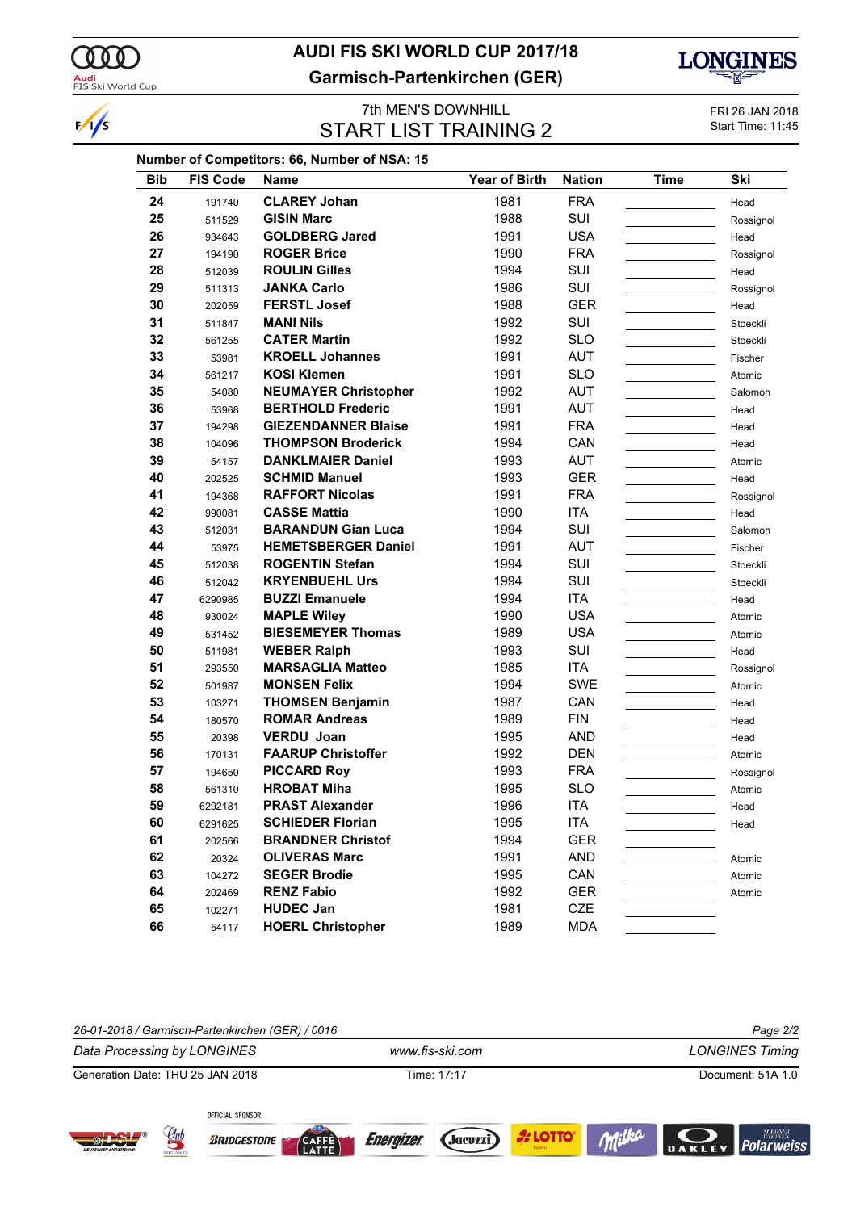# AUDI FIS SKI WORLD CUP 2017/18

## Garmisch-Partenkirchen (GER)

### 7th MEN'S DOWNHILL

### START LIST TRAINING 2

FRI 26 JAN 2018
Start Time: 11:45

**Number of Competitors: 66, Number of NSA: 15**

| Bib | FIS Code | Name | Year of Birth | Nation | Time | Ski |
|---|---|---|---|---|---|---|
| 24 | 191740 | **CLAREY Johan** | 1981 | FRA | | Head |
| 25 | 511529 | **GISIN Marc** | 1988 | SUI | | Rossignol |
| 26 | 934643 | **GOLDBERG Jared** | 1991 | USA | | Head |
| 27 | 194190 | **ROGER Brice** | 1990 | FRA | | Rossignol |
| 28 | 512039 | **ROULIN Gilles** | 1994 | SUI | | Head |
| 29 | 511313 | **JANKA Carlo** | 1986 | SUI | | Rossignol |
| 30 | 202059 | **FERSTL Josef** | 1988 | GER | | Head |
| 31 | 511847 | **MANI Nils** | 1992 | SUI | | Stoeckli |
| 32 | 561255 | **CATER Martin** | 1992 | SLO | | Stoeckli |
| 33 | 53981 | **KROELL Johannes** | 1991 | AUT | | Fischer |
| 34 | 561217 | **KOSI Klemen** | 1991 | SLO | | Atomic |
| 35 | 54080 | **NEUMAYER Christopher** | 1992 | AUT | | Salomon |
| 36 | 53968 | **BERTHOLD Frederic** | 1991 | AUT | | Head |
| 37 | 194298 | **GIEZENDANNER Blaise** | 1991 | FRA | | Head |
| 38 | 104096 | **THOMPSON Broderick** | 1994 | CAN | | Head |
| 39 | 54157 | **DANKLMAIER Daniel** | 1993 | AUT | | Atomic |
| 40 | 202525 | **SCHMID Manuel** | 1993 | GER | | Head |
| 41 | 194368 | **RAFFORT Nicolas** | 1991 | FRA | | Rossignol |
| 42 | 990081 | **CASSE Mattia** | 1990 | ITA | | Head |
| 43 | 512031 | **BARANDUN Gian Luca** | 1994 | SUI | | Salomon |
| 44 | 53975 | **HEMETSBERGER Daniel** | 1991 | AUT | | Fischer |
| 45 | 512038 | **ROGENTIN Stefan** | 1994 | SUI | | Stoeckli |
| 46 | 512042 | **KRYENBUEHL Urs** | 1994 | SUI | | Stoeckli |
| 47 | 6290985 | **BUZZI Emanuele** | 1994 | ITA | | Head |
| 48 | 930024 | **MAPLE Wiley** | 1990 | USA | | Atomic |
| 49 | 531452 | **BIESEMEYER Thomas** | 1989 | USA | | Atomic |
| 50 | 511981 | **WEBER Ralph** | 1993 | SUI | | Head |
| 51 | 293550 | **MARSAGLIA Matteo** | 1985 | ITA | | Rossignol |
| 52 | 501987 | **MONSEN Felix** | 1994 | SWE | | Atomic |
| 53 | 103271 | **THOMSEN Benjamin** | 1987 | CAN | | Head |
| 54 | 180570 | **ROMAR Andreas** | 1989 | FIN | | Head |
| 55 | 20398 | **VERDU Joan** | 1995 | AND | | Head |
| 56 | 170131 | **FAARUP Christoffer** | 1992 | DEN | | Atomic |
| 57 | 194650 | **PICCARD Roy** | 1993 | FRA | | Rossignol |
| 58 | 561310 | **HROBAT Miha** | 1995 | SLO | | Atomic |
| 59 | 6292181 | **PRAST Alexander** | 1996 | ITA | | Head |
| 60 | 6291625 | **SCHIEDER Florian** | 1995 | ITA | | Head |
| 61 | 202566 | **BRANDNER Christof** | 1994 | GER | | |
| 62 | 20324 | **OLIVERAS Marc** | 1991 | AND | | Atomic |
| 63 | 104272 | **SEGER Brodie** | 1995 | CAN | | Atomic |
| 64 | 202469 | **RENZ Fabio** | 1992 | GER | | Atomic |
| 65 | 102271 | **HUDEC Jan** | 1981 | CZE | | |
| 66 | 54117 | **HOERL Christopher** | 1989 | MDA | | |

*26-01-2018 / Garmisch-Partenkirchen (GER) / 0016*

*Data Processing by LONGINES* — *www.fis-ski.com* — *LONGINES Timing*

Generation Date: THU 25 JAN 2018 — Time: 17:17 — Document: 51A 1.0

OFFICIAL SPONSOR